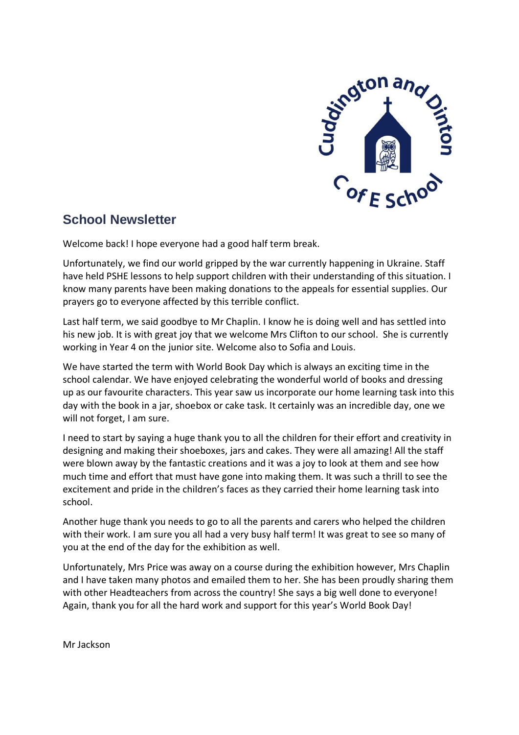## School Newsletter

Welcome back! I hope everyone had a good half term break.

Unfortunately, we find our world gripped by the war currently happening in Ukraine. Staff have held PSHE lessons to help support children with their understanding of this situation. I know many parents have been making donations to the appeals for essential supplies. Our prayers go to everyone affected by this terrible conflict.

Last half term, we said goodbye to Mr Chaplin. I know he is doing well and has settled into his new job. It is with great joy that we welcome Mrs Clifton to our school. She is currently working in Year 4 on the junior site. Welcome also to Sofia and Louis.

We have started the term with World Book Day which is always an exciting time in the school calendar. We have enjoyed celebrating the wonderful world of books and dressing up as our favourite characters. This year saw us incorporate our home learning task into this day with the book in a jar, shoebox or cake task. It certainly was an incredible day, one we will not forget, I am sure.

I need to start by saying a huge thank you to all the children for their effort and creativity in designing and making their shoeboxes, jars and cakes. They were all amazing! All the staff were blown away by the fantastic creations and it was a joy to look at them and see how much time and effort that must have gone into making them. It was such a thrill to see the excitement and pride in the children's faces as they carried their home learning task into school.

Another huge thank you needs to go to all the parents and carers who helped the children with their work. I am sure you all had a very busy half term! It was great to see so many of you at the end of the day for the exhibition as well.

Unfortunately, Mrs Price was away on a course during the exhibition however, Mrs Chaplin and I have taken many photos and emailed them to her. She has been proudly sharing them with other Headteachers from across the country! She says a big well done to everyone! Again, thank you for all the hard work and support for this year's World Book Day!

Mr Jackson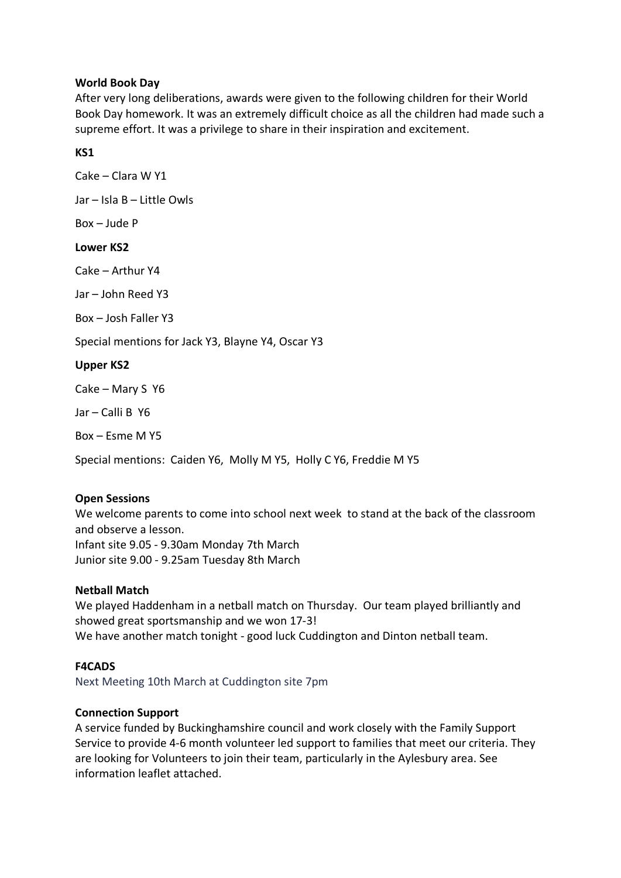**World Book Day**
After very long deliberations, awards were given to the following children for their World Book Day homework. It was an extremely difficult choice as all the children had made such a supreme effort. It was a privilege to share in their inspiration and excitement.

**KS1**

Cake – Clara W Y1

Jar – Isla B – Little Owls

Box – Jude P

**Lower KS2**

Cake – Arthur Y4

Jar – John Reed Y3

Box – Josh Faller Y3

Special mentions for Jack Y3, Blayne Y4, Oscar Y3

**Upper KS2**

Cake – Mary S Y6

Jar – Calli B Y6

Box – Esme M Y5

Special mentions: Caiden Y6, Molly M Y5, Holly C Y6, Freddie M Y5

**Open Sessions**
We welcome parents to come into school next week to stand at the back of the classroom and observe a lesson.
Infant site 9.05 - 9.30am Monday 7th March
Junior site 9.00 - 9.25am Tuesday 8th March

**Netball Match**
We played Haddenham in a netball match on Thursday. Our team played brilliantly and showed great sportsmanship and we won 17-3!
We have another match tonight - good luck Cuddington and Dinton netball team.

**F4CADS**
Next Meeting 10th March at Cuddington site 7pm

**Connection Support**
A service funded by Buckinghamshire council and work closely with the Family Support Service to provide 4-6 month volunteer led support to families that meet our criteria. They are looking for Volunteers to join their team, particularly in the Aylesbury area. See information leaflet attached.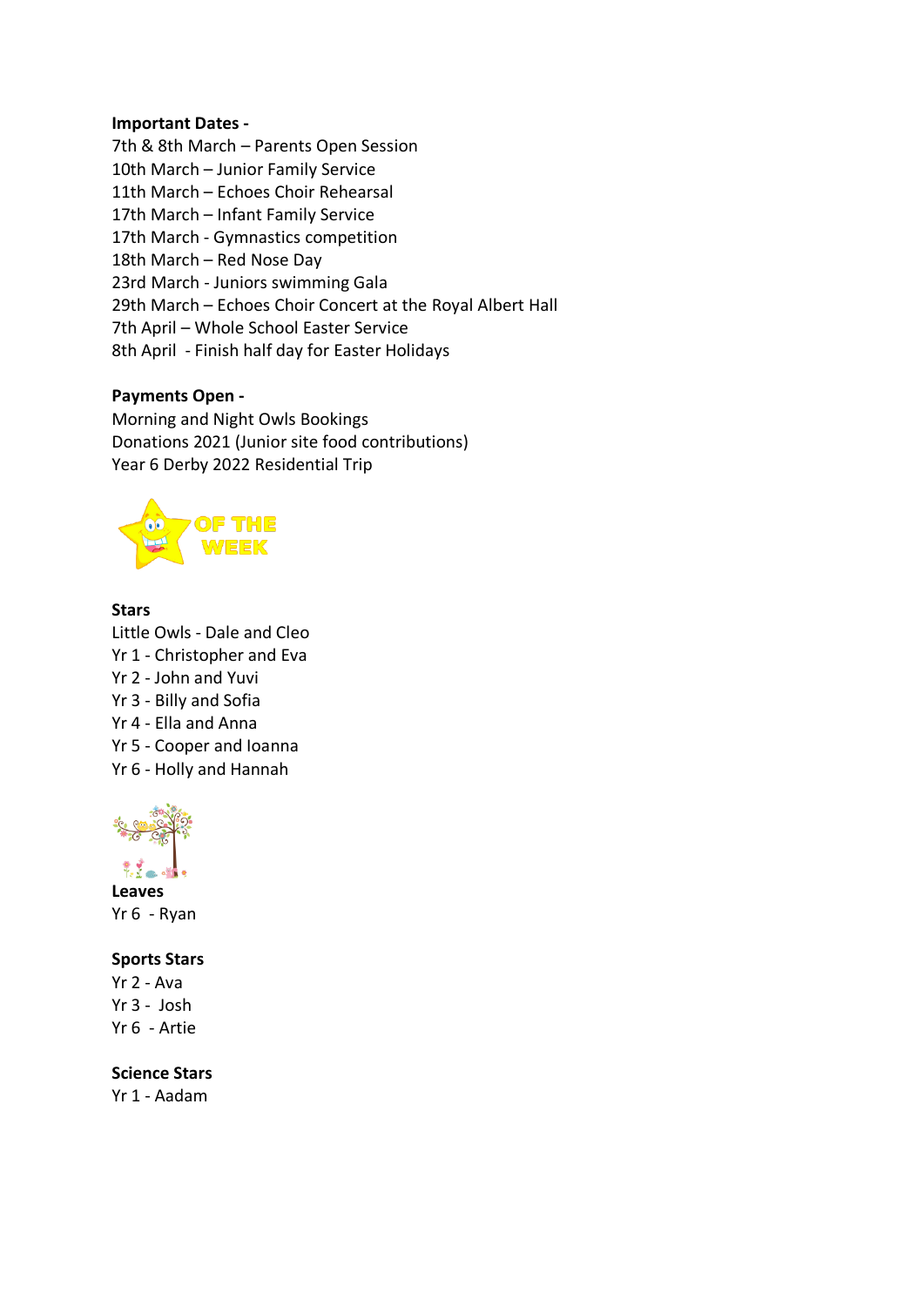**Important Dates -**

7th & 8th March – Parents Open Session
10th March – Junior Family Service
11th March – Echoes Choir Rehearsal
17th March – Infant Family Service
17th March - Gymnastics competition
18th March – Red Nose Day
23rd March - Juniors swimming Gala
29th March – Echoes Choir Concert at the Royal Albert Hall
7th April – Whole School Easter Service
8th April - Finish half day for Easter Holidays

**Payments Open -**

Morning and Night Owls Bookings
Donations 2021 (Junior site food contributions)
Year 6 Derby 2022 Residential Trip

OF THE WEEK

**Stars**

Little Owls - Dale and Cleo
Yr 1 - Christopher and Eva
Yr 2 - John and Yuvi
Yr 3 - Billy and Sofia
Yr 4 - Ella and Anna
Yr 5 - Cooper and Ioanna
Yr 6 - Holly and Hannah

**Leaves**

Yr 6 - Ryan

**Sports Stars**

Yr 2 - Ava
Yr 3 - Josh
Yr 6 - Artie

**Science Stars**

Yr 1 - Aadam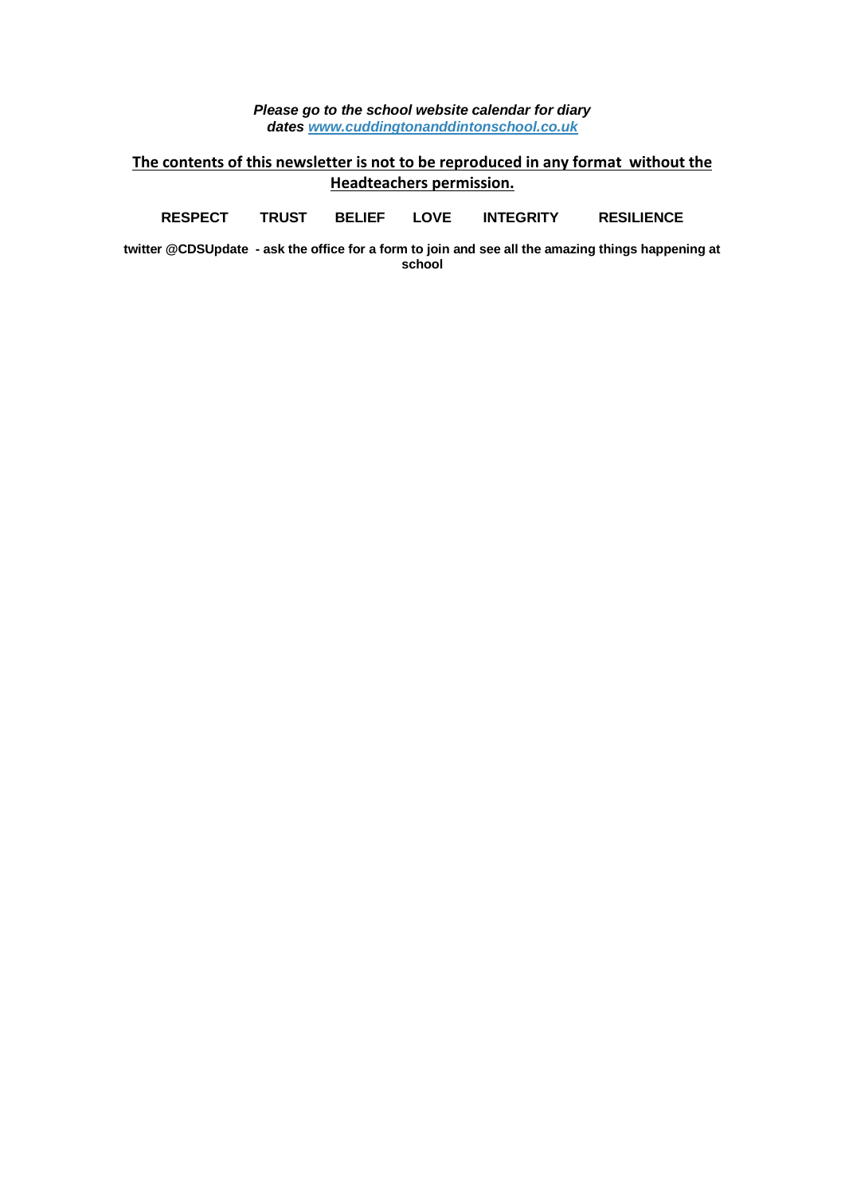***Please go to the school website calendar for diary dates [www.cuddingtonanddintonschool.co.uk](http://www.cuddingtonanddintonschool.co.uk)***

**The contents of this newsletter is not to be reproduced in any format without the Headteachers permission.**

**RESPECT TRUST BELIEF LOVE INTEGRITY RESILIENCE**

**twitter @CDSUpdate - ask the office for a form to join and see all the amazing things happening at school**